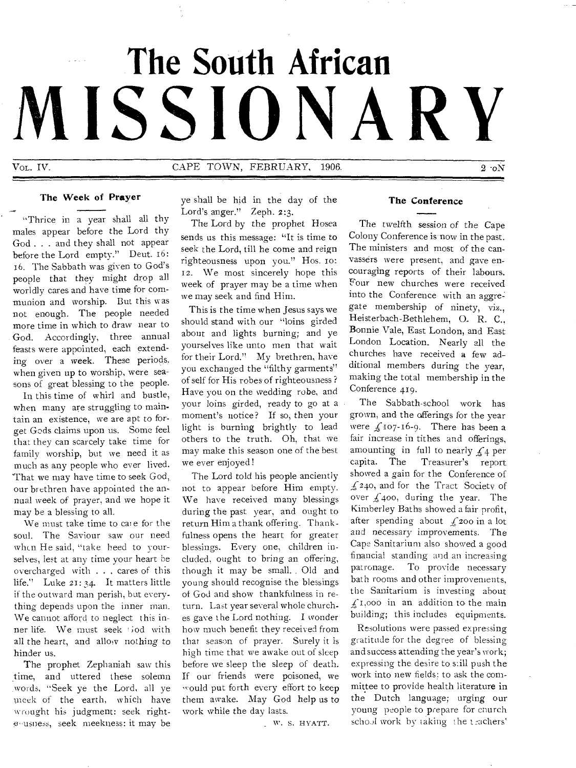# The South African MISSIONARY

Vol. IV. CAPE TOWN, FEBRUARY, 1906. 2 ·oN

## The Week of Prayer

"Thrice in a year shall all thy males appear before the Lord thy God . . . and they shall not appear before the Lord empty." Deut. 16: 16. The Sabbath was given to God's people that they might drop all worldly cares and have time for communion and worship. But this was not enough. The people needed more time in which to draw near to God. Accordingly, three annual feasts were appointed, each extending over a week. These periods, when given up to worship, were seasons of great blessing to the people.

In this time of whirl and bustle, when many are struggling to maintain an existence, we are apt to forget Gods claims upon us. Some feel that they can scarcely take time for family worship, but we need it as much as any people who ever lived. That we may have time to seek God, our brethren have appointed the annual week of prayer, and we hope it may be a blessing to all.

We must take time to care for the soul. The Saviour saw our need when He said, "take heed to yourselves, lest at any time your heart be overcharged with . . . cares of this life." Luke 21: 34. It matters little if the outward man perish, but everything depends upon the inner man. We cannot afford to neglect this inner life. We must seek God with all the heart, and allow nothing to hinder us.

The prophet Zephaniah saw this time, and uttered these solemn words, "Seek ye the Lord, all ye meek of the earth, which have wrought his judgment: seek righteousness, seek meekness: it may be ye shall be hid in the day of the Lord's anger." Zeph. 2:3.

The Lord by the prophet Hosea sends us this message: "It is time to seek the Lord, till he come and reign righteousness upon you." Hos. 10: 12. We most sincerely hope this week of prayer may be a time when we may seek and find Him.

This is the time when Jesus says we should stand with our "loins girded about and lights burning; and ye yourselves like unto men that wait for their Lord." My brethren, have you exchanged the "filthy garments" of self for His robes of righteousness? Have you on the wedding robe, and your loins girded, ready to go at a moment's notice? If so, then your light is burning brightly to lead others to the truth. Oh, that we may make this season one of the best we ever enjoyed!

The Lord told his people anciently not to appear before Him empty. We have received many blessings during the past year, and ought to return Him a thank offering. Thankfulness opens the heart for greater blessings. Every one, children included, ought to bring an offering, though it may be small. Old and young should recognise the blessings of God and show thankfulness in return. Last year several whole churches gave the Lord nothing. I wonder how much benefit they received from that season of prayer. Surely it is high time that we awake out of sleep before we sleep the sleep of death. If our friends were poisoned, we would put forth every effort to keep them awake. May God help us to work while the day lasts.

W. S. HYATT.

## The Conference

The twelfth session of the Cape Colony Conference is now in the past. The ministers and most of the canvassers were present, and gave encouraging reports of their labours. Four new churches were received into the Conference with an aggregate membership of ninety, viz., Heisterbach-Bethlehem, O. R. C., Bonnie Vale, East London, and East London Location. Nearly all the churches have received a few additional members during the year, making the total membership in the Conference 419.

The Sabbath-school work has grown, and the offerings for the year were £107-16-9. There has been a fair increase in tithes and offerings, amounting in full to nearly £4 per capita. The Treasurer's report showed a gain for the Conference of £240, and for the Tract Society of over £400, during the year. The Kimberley Baths showed a fair profit, after spending about £200 in a lot and necessary improvements. The Cape Sanitarium also showed a good financial standing and an increasing patronage. To provide necessary bath rooms and other improvements, the Sanitarium is investing about £1,000 in an addition to the main building; this includes equipments.

Resolutions were passed expressing gratitude for the degree of blessing and success attending the year's work; expressing the desire to still push the work into new fields; to ask the committee to provide health literature in the Dutch language; urging our young people to prepare for church school work by taking the teachers'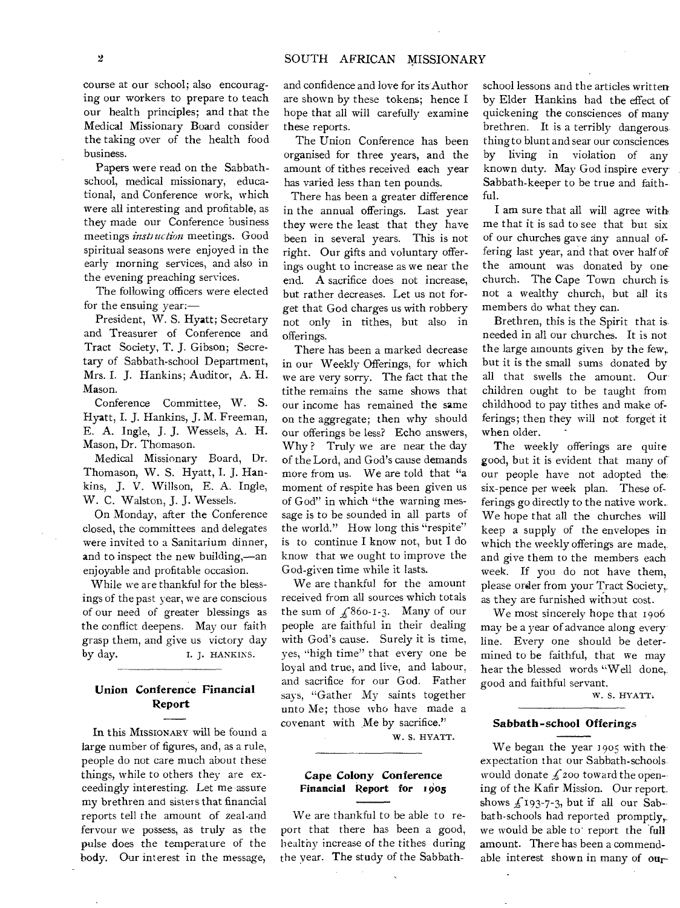course at our school; also encouraging our workers to prepare to teach our health principles; and that the Medical Missionary Board consider the taking over of the health food business.

Papers were read on the Sabbath-school, medical missionary, educational, and Conference work, which were all interesting and profitable, as they made our Conference business meetings *instruction* meetings. Good spiritual seasons were enjoyed in the early morning services, and also in the evening preaching services.

The following officers were elected for the ensuing year:—

President, W. S. Hyatt; Secretary and Treasurer of Conference and Tract Society, T. J. Gibson; Secretary of Sabbath-school Department, Mrs. I. J. Hankins; Auditor, A. H. Mason.

Conference Committee, W. S. Hyatt, I. J. Hankins, J. M. Freeman, E. A. Ingle, J. J. Wessels, A. H. Mason, Dr. Thomason.

Medical Missionary Board, Dr. Thomason, W. S. Hyatt, I. J. Hankins, J. V. Willson, E. A. Ingle, W. C. Walston, J. J. Wessels.

On Monday, after the Conference closed, the committees and delegates were invited to a Sanitarium dinner, and to inspect the new building,—an enjoyable and profitable occasion.

While we are thankful for the blessings of the past year, we are conscious of our need of greater blessings as the conflict deepens. May our faith grasp them, and give us victory day by day.

I. J. HANKINS.

## Union Conference Financial Report

In this MISSIONARY will be found a large number of figures, and, as a rule, people do not care much about these things, while to others they are exceedingly interesting. Let me assure my brethren and sisters that financial reports tell the amount of zeal and fervour we possess, as truly as the pulse does the temperature of the body. Our interest in the message, and confidence and love for its Author are shown by these tokens; hence I hope that all will carefully examine these reports.

The Union Conference has been organised for three years, and the amount of tithes received each year has varied less than ten pounds.

There has been a greater difference in the annual offerings. Last year they were the least that they have been in several years. This is not right. Our gifts and voluntary offerings ought to increase as we near the end. A sacrifice does not increase, but rather decreases. Let us not forget that God charges us with robbery not only in tithes, but also in offerings.

There has been a marked decrease in our Weekly Offerings, for which we are very sorry. The fact that the tithe remains the same shows that our income has remained the same on the aggregate; then why should our offerings be less? Echo answers, Why? Truly we are near the day of the Lord, and God's cause demands more from us. We are told that "a moment of respite has been given us of God" in which "the warning message is to be sounded in all parts of the world." How long this "respite" is to continue I know not, but I do know that we ought to improve the God-given time while it lasts.

We are thankful for the amount received from all sources which totals the sum of £860-1-3. Many of our people are faithful in their dealing with God's cause. Surely it is time, yes, "high time" that every one be loyal and true, and live, and labour, and sacrifice for our God. Father says, "Gather My saints together unto Me; those who have made a covenant with Me by sacrifice."

W. S. HYATT.

## Cape Colony Conference Financial Report for 1905

We are thankful to be able to report that there has been a good, healthy increase of the tithes during the year. The study of the Sabbath-school lessons and the articles written by Elder Hankins had the effect of quickening the consciences of many brethren. It is a terribly dangerous thing to blunt and sear our consciences by living in violation of any known duty. May God inspire every Sabbath-keeper to be true and faithful.

I am sure that all will agree with me that it is sad to see that but six of our churches gave any annual offering last year, and that over half of the amount was donated by one church. The Cape Town church is not a wealthy church, but all its members do what they can.

Brethren, this is the Spirit that is needed in all our churches. It is not the large amounts given by the few, but it is the small sums donated by all that swells the amount. Our children ought to be taught from childhood to pay tithes and make offerings; then they will not forget it when older.

The weekly offerings are quite good, but it is evident that many of our people have not adopted the six-pence per week plan. These offerings go directly to the native work. We hope that all the churches will keep a supply of the envelopes in which the weekly offerings are made, and give them to the members each week. If you do not have them, please order from your Tract Society, as they are furnished without cost.

We most sincerely hope that 1906 may be a year of advance along every line. Every one should be determined to be faithful, that we may hear the blessed words "Well done, good and faithful servant.

W. S. HYATT.

## Sabbath-school Offerings

We began the year 1905 with the expectation that our Sabbath-schools would donate £200 toward the opening of the Kafir Mission. Our report shows £193-7-3, but if all our Sabbath-schools had reported promptly, we would be able to report the full amount. There has been a commendable interest shown in many of our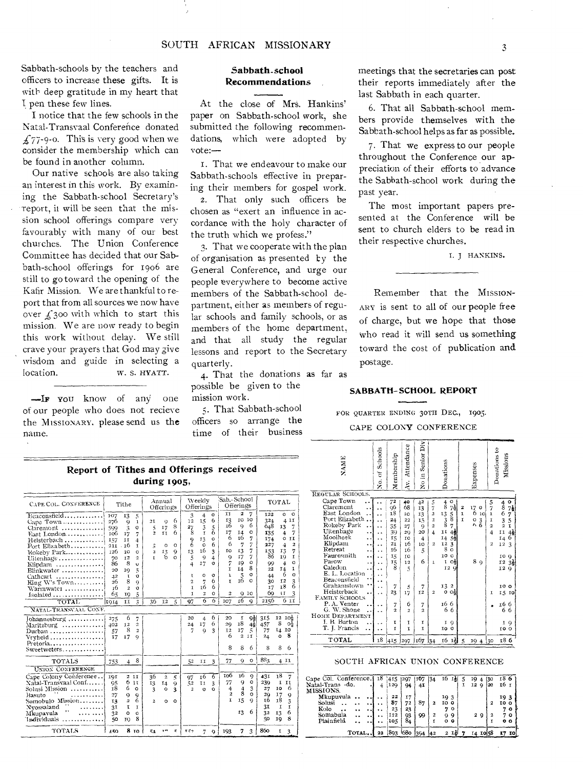Sabbath-schools by the teachers and officers to increase these gifts. It is with deep gratitude in my heart that I pen these few lines.

I notice that the few schools in the Natal-Transvaal Conference donated £77-9-0. This is very good when we consider the membership which can be found in another column.

Our native schools are also taking an interest in this work. By examining the Sabbath-school Secretary's report, it will be seen that the mission school offerings compare very favourably with many of our best churches. The Union Conference Committee has decided that our Sabbath-school offerings for 1906 are still to go toward the opening of the Kafir Mission. We are thankful to report that from all sources we now have over £300 with which to start this mission. We are now ready to begin this work without delay. We still crave your prayers that God may give wisdom and guide in selecting a location.

W. S. HYATT.

—IF YOU know of any one of our people who does not recieve the MISSIONARY, please send us the name.

## Sabbath-school Recommendations

At the close of Mrs. Hankins' paper on Sabbath-school work, she submitted the following recommendations, which were adopted by vote:—

1. That we endeavour to make our Sabbath-schools effective in preparing their members for gospel work.
2. That only such officers be chosen as "exert an influence in accordance with the holy character of the truth which we profess."
3. That we cooperate with the plan of organisation as presented by the General Conference, and urge our people everywhere to become active members of the Sabbath-school department, either as members of regular schools and family schools, or as members of the home department, and that all study the regular lessons and report to the Secretary quarterly.
4. That the donations as far as possible be given to the mission work.
5. That Sabbath-school officers so arrange the time of their business meetings that the secretaries can post their reports immediately after the last Sabbath in each quarter.
6. That all Sabbath-school members provide themselves with the Sabbath-school helps as far as possible.
7. That we express to our people throughout the Conference our appreciation of their efforts to advance the Sabbath-school work during the past year.

The most important papers presented at the Conference will be sent to church elders to be read in their respective churches.

I. J. HANKINS.

Remember that the MISSIONARY is sent to all of our people free of charge, but we hope that those who read it will send us something toward the cost of publication and postage.

## Report of Tithes and Offerings received during 1905,

| CAPE COL. CONFERENCE | Tithe | | | Annual Offerings | | | Weekly Offerings | | | Sab.-School Offerings | | | TOTAL | | |
|---|---|---|---|---|---|---|---|---|---|---|---|---|---|---|---|
| Beaconsfield | 107 | 13 | 5 | | | | 3 | 4 | 0 | 11 | 2 | 7 | 122 | 0 | 0 |
| Cape Town | 276 | 9 | 1 | 21 | 9 | 6 | 12 | 15 | 6 | 13 | 10 | 10 | 324 | 4 | 11 |
| Claremont | 599 | 5 | 0 | 5 | 17 | 8 | 27 | 3 | 5 | 16 | 9 | 6 | 648 | 13 | 7 |
| East London | 106 | 17 | 7 | 2 | 11 | 6 | 8 | 1 | 6 | 17 | 14 | 0 | 135 | 4 | 7 |
| Heisterbach | 157 | 11 | 4 | | | | 9 | 13 | 0 | 6 | 16 | 7 | 174 | 0 | 11 |
| Port Elizabeth | 211 | 16 | 1 | 3 | 0 | 0 | 6 | 0 | 6 | 6 | 7 | 7 | 227 | 4 | 2 |
| Rokeby Park | 126 | 10 | 0 | 2 | 13 | 9 | 13 | 16 | 3 | 10 | 13 | 7 | 153 | 13 | 7 |
| Uitenhage | 70 | 12 | 2 | 1 | 0 | 0 | 5 | 9 | 4 | 9 | 17 | 7 | 86 | 19 | 1 |
| Klipdam | 86 | 8 | 0 | | | | 4 | 17 | 0 | 7 | 19 | 0 | 99 | 4 | 0 |
| Blinkwater | 20 | 19 | 5 | | | | | | | 1 | 14 | 8 | 22 | 14 | 1 |
| Cathcart | 42 | 1 | 0 | | | | 1 | 0 | 0 | 1 | 5 | 0 | 44 | 6 | 0 |
| King W's Town | 26 | 8 | 9 | | | | 2 | 7 | 6 | 1 | 16 | 0 | 30 | 12 | 3 |
| Warmwater | 16 | 2 | 0 | | | | 1 | 16 | 6 | | | | 17 | 18 | 6 |
| Isolated | 65 | 19 | 5 | | | | 1 | 2 | 0 | 2 | 9 | 10 | 69 | 11 | 3 |
| TOTAL | 1914 | 11 | 3 | 36 | 12 | 5 | 97 | 6 | 6 | 107 | 16 | 9 | 2156 | 6 | 11 |
| NATAL-TRANSVAAL CONF. | | | | | | | | | | | | | | | |
| Johannesburg | 275 | 6 | 7 | | | | 20 | 4 | 6 | 20 | 1 | 9½ | 315 | 12 | 10½ |
| Maritzburg | 402 | 12 | 2 | | | | 24 | 17 | 6 | 29 | 18 | 4½ | 457 | 8 | 0½ |
| Durban | 57 | 8 | 2 | | | | 7 | 9 | 3 | 12 | 17 | 5 | 77 | 14 | 10 |
| Vryheid | 17 | 17 | 9 | | | | | | | 6 | 2 | 11 | 24 | 0 | 8 |
| Pretoria | | | | | | | | | | | | | | | |
| Sweetwaters | | | | | | | | | | 8 | 8 | 6 | 8 | 8 | 6 |
| TOTALS | 753 | 4 | 8 | | | | 52 | 11 | 3 | 77 | 9 | 0 | 883 | 4 | 11 |
| UNION CONFERENCE | | | | | | | | | | | | | | | |
| Cape Colony Conference | 191 | 2 | 11 | 36 | 2 | 5 | 97 | 16 | 6 | 106 | 16 | 9 | 431 | 18 | 7 |
| Natal-Transvaal Conf. | 95 | 6 | 11 | 13 | 14 | 9 | 52 | 11 | 3 | 77 | 9 | 0 | 239 | 1 | 11 |
| Solusi Mission | 18 | 6 | 0 | 3 | 0 | 3 | 2 | 0 | 0 | 4 | 4 | 3 | 27 | 10 | 6 |
| Basuto " | 27 | 9 | 9 | | | | | | | 2 | 8 | 0 | 29 | 17 | 9 |
| Somobulo Mission | 13 | 2 | 6 | 2 | 0 | 0 | | | | 1 | 15 | 9 | 16 | 18 | 3 |
| Nyossaland " | 31 | 1 | 1 | | | | | | | | | | 31 | 1 | 1 |
| Mkupavula " | 32 | 0 | 0 | | | | | | | | 13 | 6 | 32 | 13 | 6 |
| Individuals | 50 | 19 | 8 | | | | | | | | | | 50 | 19 | 8 |
| TOTALS | 450 | 8 | 10 | 54 | 17 | 5 | 152 | 7 | 9 | 193 | 7 | 3 | 860 | 1 | 3 |

## SABBATH-SCHOOL REPORT

FOR QUARTER ENDING 30TH DEC., 1905.

CAPE COLONY CONFERENCE

| NAME | No. of Schools | Membership | Av. Attendance | No in Senior Div | Donations | | | Expenses | | | Donations to Missions | | |
|---|---|---|---|---|---|---|---|---|---|---|---|---|---|
| REGULAR SCHOOLS. | | | | | | | | | | | | | |
| Cape Town | .. | 72 | 40 | 42 | 5 | 4 | 0 | | | | 5 | 4 | 0 |
| Claremont | .. | 96 | 68 | 13 | 7 | 8 | 7½ | 2 | 17 | 0 | 7 | 8 | 7½ |
| East London | .. | 18 | 10 | 13 | 2 | 13 | 5 | 1 | 6 | 10 | 1 | 6 | 7 |
| Port Elizabeth | .. | 24 | 22 | 15 | 2 | 3 | 8 | 1 | 0 | 3 | 1 | 3 | 5 |
| Rokeby Park | .. | 35 | 27 | 9 | 2 | 8 | 7 | | 6 | 6 | 2 | 2 | 1 |
| Uitenhage | .. | 39 | 29 | 20 | 4 | 11 | 4½ | | | | 4 | 11 | 4½ |
| Mooihoek | .. | 15 | 10 | 4 | | 14 | 5½ | | | | | 14 | 6 |
| Klipdam | .. | 21 | 16 | 10 | 2 | 12 | 3 | | | | 2 | 12 | 3 |
| Retreat | .. | 16 | 16 | 5 | | 8 | 0 | | | | | | |
| Fauresmith | .. | 15 | 10 | | | 10 | 0 | | | | | 10 | 9 |
| Parow | .. | 15 | 12 | 6 | 1 | 1 | 0½ | | 8 | 9 | | 12 | 3½ |
| Caledon | .. | 8 | 5 | | | 12 | 9 | | | | | 12 | 9 |
| E. L. Location | .. | | | | | | | | | | | | |
| Beaconsfield | .. | | | | | | | | | | | | |
| Grahamstown | .. | 7 | 5 | 7 | | 13 | 2 | | | | | 10 | 0 |
| Heisterback | .. | 23 | 17 | 12 | 2 | 0 | 0½ | | | | 1 | 15 | 10 |
| FAMILY SCHOOLS | | | | | | | | | | | | | |
| P. A. Venter | .. | 7 | 6 | 7 | | 16 | 6 | | | | | 16 | 6 |
| G. W. Shone | .. | 2 | 2 | 2 | | 6 | 6 | | | | | 6 | 6 |
| HOME DEPARTMENT | | | | | | | | | | | | | |
| I. B. Burton | .. | 1 | 1 | 1 | | 1 | 9 | | | | | 1 | 9 |
| T. J. Francis | .. | 1 | 1 | 1 | | 10 | 0 | | | | | 10 | 0 |
| TOTAL | 18 | 415 | 297 | 167 | 34 | 16 | 1½ | 5 | 19 | 4 | 30 | 18 | 6 |

SOUTH AFRICAN UNION CONFERENCE

| NAME | No. of Schools | Membership | Av. Attendance | No in Senior Div | Donations | | | Expenses | | | Donations to Missions | | |
|---|---|---|---|---|---|---|---|---|---|---|---|---|---|
| Cape Col. Conference. | 18 | 415 | 297 | 167 | 34 | 16 | 1½ | 5 | 19 | 4 | 30 | 18 | 6 |
| Natal-Trans -do. | 4 | 129 | 94 | 41 | | | | 1 | 12 | 9 | 20 | 16 | 1 |
| MISSIONS. | | | | | | | | | | | | | |
| Mkupuvula | .. | 22 | 17 | | | 19 | 3 | | | | | 19 | 3 |
| Solusi | .. | 87 | 72 | 87 | 2 | 10 | 0 | | | | 2 | 10 | 0 |
| Kolo | .. | 23 | 23 | | | 7 | 0 | | | | | 7 | 0 |
| Somabula | .. | 112 | 93 | 99 | 2 | 9 | 9 | | 2 | 9 | 2 | 7 | 0 |
| Plainfield | .. | 105 | 84 | | 1 | 0 | 0 | | | | 1 | 0 | 0 |
| TOTAL | 22 | 893 | 680 | 394 | 42 | 2 | 1½ | 7 | 14 | 10 | 58 | 17 | 10 |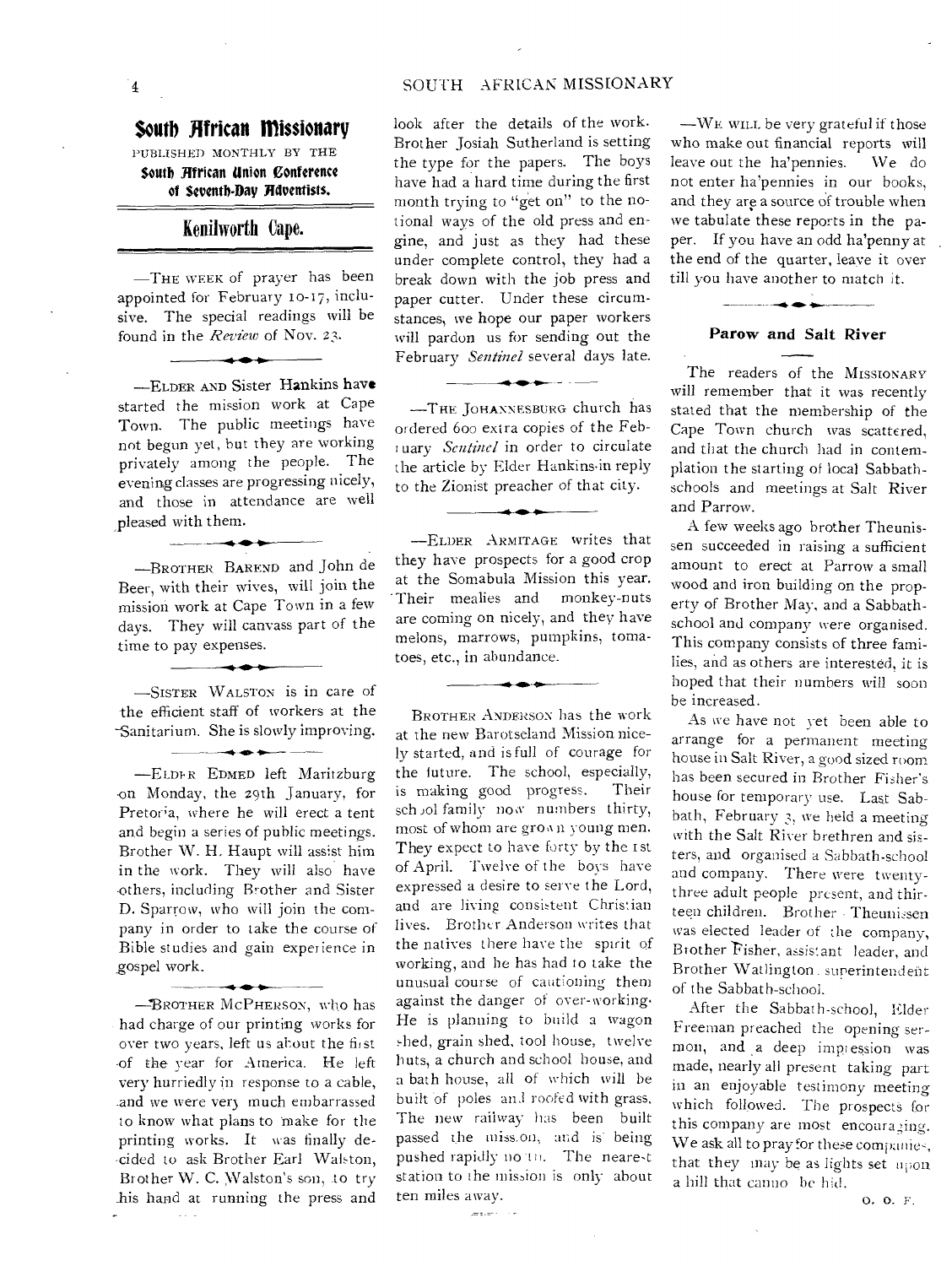# South African Missionary

PUBLISHED MONTHLY BY THE

**South African Union Conference of Seventh-Day Adventists.**

## Kenilworth Cape.

—THE WEEK of prayer has been appointed for February 10-17, inclusive. The special readings will be found in the *Review* of Nov. 23.

—ELDER AND Sister Hankins have started the mission work at Cape Town. The public meetings have not begun yet, but they are working privately among the people. The evening classes are progressing nicely, and those in attendance are well pleased with them.

—BROTHER BAREND and John de Beer, with their wives, will join the mission work at Cape Town in a few days. They will canvass part of the time to pay expenses.

—SISTER WALSTON is in care of the efficient staff of workers at the Sanitarium. She is slowly improving.

—ELDER EDMED left Maritzburg on Monday, the 29th January, for Pretoria, where he will erect a tent and begin a series of public meetings. Brother W. H. Haupt will assist him in the work. They will also have others, including Brother and Sister D. Sparrow, who will join the company in order to take the course of Bible studies and gain experience in gospel work.

—BROTHER MCPHERSON, who has had charge of our printing works for over two years, left us about the first of the year for America. He left very hurriedly in response to a cable, and we were very much embarrassed to know what plans to make for the printing works. It was finally decided to ask Brother Earl Walston, Brother W. C. Walston's son, to try his hand at running the press and look after the details of the work. Brother Josiah Sutherland is setting the type for the papers. The boys have had a hard time during the first month trying to "get on" to the notional ways of the old press and engine, and just as they had these under complete control, they had a break down with the job press and paper cutter. Under these circumstances, we hope our paper workers will pardon us for sending out the February *Sentinel* several days late.

—THE JOHANNESBURG church has ordered 600 extra copies of the February *Sentinel* in order to circulate the article by Elder Hankins in reply to the Zionist preacher of that city.

—ELDER ARMITAGE writes that they have prospects for a good crop at the Somabula Mission this year. Their mealies and monkey-nuts are coming on nicely, and they have melons, marrows, pumpkins, tomatoes, etc., in abundance.

BROTHER ANDERSON has the work at the new Barotseland Mission nicely started, and is full of courage for the future. The school, especially, is making good progress. Their school family now numbers thirty, most of whom are grown young men. They expect to have forty by the 1st of April. Twelve of the boys have expressed a desire to serve the Lord, and are living consistent Christian lives. Brother Anderson writes that the natives there have the spirit of working, and he has had to take the unusual course of cautioning them against the danger of over-working. He is planning to build a wagon shed, grain shed, tool house, twelve huts, a church and school house, and a bath house, all of which will be built of poles and roofed with grass. The new railway has been built passed the mission, and is being pushed rapidly north. The nearest station to the mission is only about ten miles away.

—WE WILL be very grateful if those who make out financial reports will leave out the ha'pennies. We do not enter ha'pennies in our books, and they are a source of trouble when we tabulate these reports in the paper. If you have an odd ha'penny at the end of the quarter, leave it over till you have another to match it.

### Parow and Salt River

The readers of the MISSIONARY will remember that it was recently stated that the membership of the Cape Town church was scattered, and that the church had in contemplation the starting of local Sabbath-schools and meetings at Salt River and Parrow.

A few weeks ago brother Theunissen succeeded in raising a sufficient amount to erect at Parrow a small wood and iron building on the property of Brother May, and a Sabbath-school and company were organised. This company consists of three families, and as others are interested, it is hoped that their numbers will soon be increased.

As we have not yet been able to arrange for a permanent meeting house in Salt River, a good sized room has been secured in Brother Fisher's house for temporary use. Last Sabbath, February 3, we held a meeting with the Salt River brethren and sisters, and organised a Sabbath-school and company. There were twenty-three adult people present, and thirteen children. Brother Theunissen was elected leader of the company, Brother Fisher, assistant leader, and Brother Watlington superintendent of the Sabbath-school.

After the Sabbath-school, Elder Freeman preached the opening sermon, and a deep impression was made, nearly all present taking part in an enjoyable testimony meeting which followed. The prospects for this company are most encouraging. We ask all to pray for these companies, that they may be as lights set upon a hill that cannot be hid.

O. O. F.